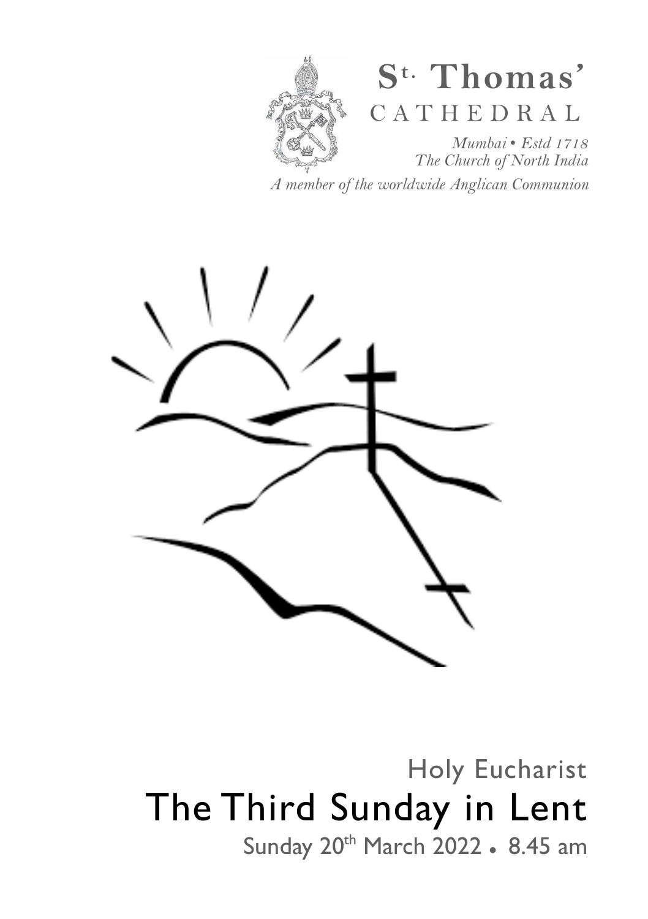# St. Thomas' CATHEDRAL

*Mumbai • Estd 1718*
*The Church of North India*

*A member of the worldwide Anglican Communion*

Holy Eucharist

# The Third Sunday in Lent

Sunday 20th March 2022 • 8.45 am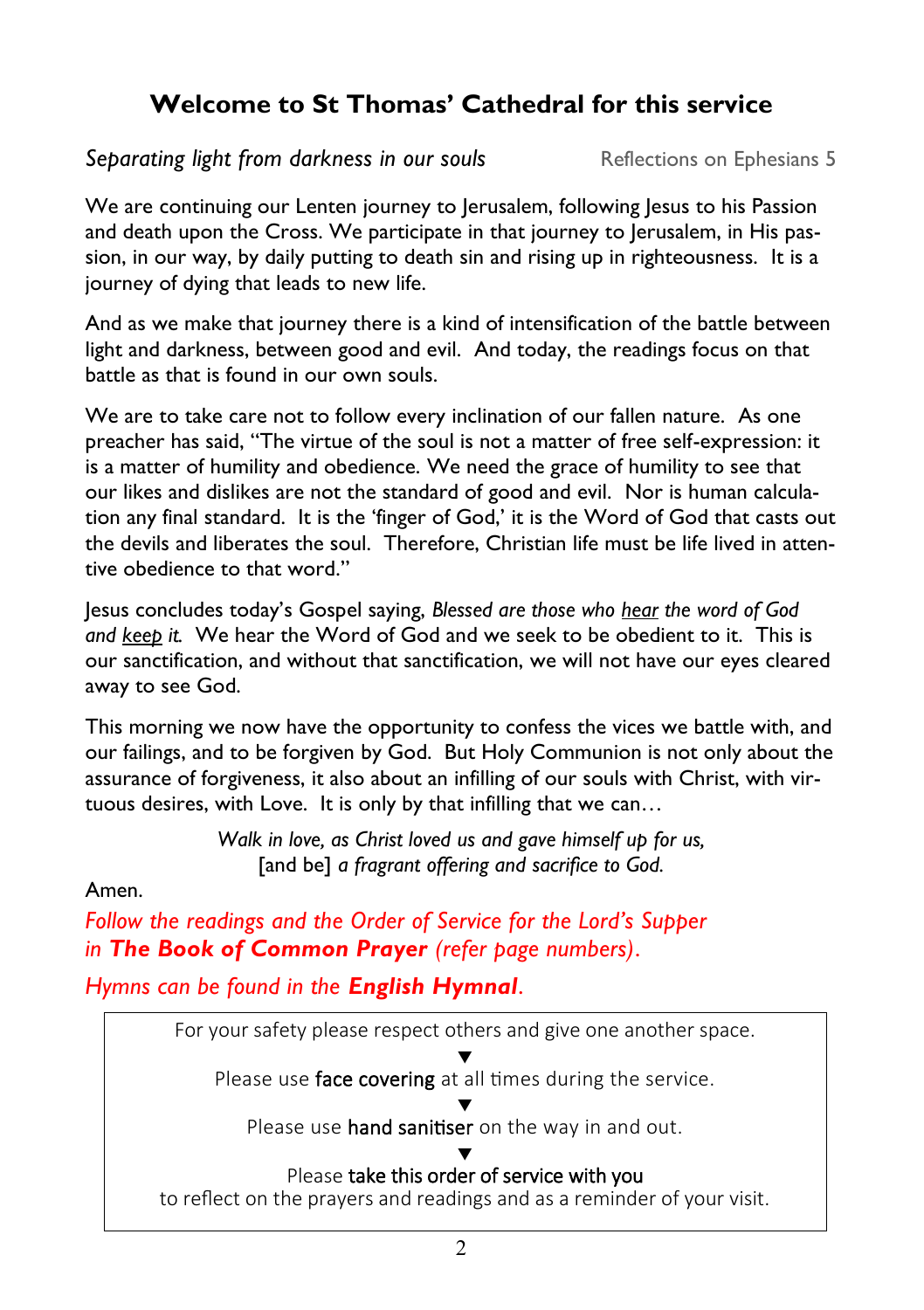# Welcome to St Thomas' Cathedral for this service

*Separating light from darkness in our souls* Reflections on Ephesians 5

We are continuing our Lenten journey to Jerusalem, following Jesus to his Passion and death upon the Cross. We participate in that journey to Jerusalem, in His passion, in our way, by daily putting to death sin and rising up in righteousness. It is a journey of dying that leads to new life.

And as we make that journey there is a kind of intensification of the battle between light and darkness, between good and evil. And today, the readings focus on that battle as that is found in our own souls.

We are to take care not to follow every inclination of our fallen nature. As one preacher has said, "The virtue of the soul is not a matter of free self-expression: it is a matter of humility and obedience. We need the grace of humility to see that our likes and dislikes are not the standard of good and evil. Nor is human calculation any final standard. It is the 'finger of God,' it is the Word of God that casts out the devils and liberates the soul. Therefore, Christian life must be life lived in attentive obedience to that word."

Jesus concludes today's Gospel saying, *Blessed are those who <u>hear</u> the word of God and <u>keep</u> it.* We hear the Word of God and we seek to be obedient to it. This is our sanctification, and without that sanctification, we will not have our eyes cleared away to see God.

This morning we now have the opportunity to confess the vices we battle with, and our failings, and to be forgiven by God. But Holy Communion is not only about the assurance of forgiveness, it also about an infilling of our souls with Christ, with virtuous desires, with Love. It is only by that infilling that we can…

*Walk in love, as Christ loved us and gave himself up for us,*
[and be] *a fragrant offering and sacrifice to God.*

Amen.

*Follow the readings and the Order of Service for the Lord's Supper in **The Book of Common Prayer** (refer page numbers).*

*Hymns can be found in the **English Hymnal**.*

For your safety please respect others and give one another space.

▼

Please use **face covering** at all times during the service.

▼

Please use **hand sanitiser** on the way in and out.

▼

Please **take this order of service with you**
to reflect on the prayers and readings and as a reminder of your visit.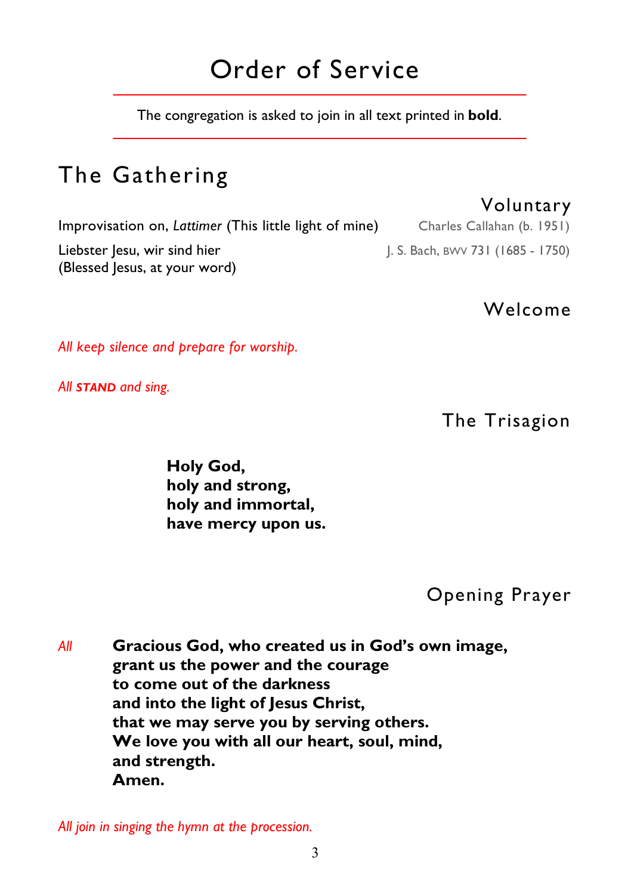# Order of Service

The congregation is asked to join in all text printed in **bold**.

## The Gathering

### Voluntary

Improvisation on, *Lattimer* (This little light of mine) — Charles Callahan (b. 1951)

Liebster Jesu, wir sind hier
(Blessed Jesus, at your word) — J. S. Bach, BWV 731 (1685 - 1750)

### Welcome

*All keep silence and prepare for worship.*

*All **STAND** and sing.*

### The Trisagion

**Holy God,**
**holy and strong,**
**holy and immortal,**
**have mercy upon us.**

### Opening Prayer

*All* **Gracious God, who created us in God's own image,**
**grant us the power and the courage**
**to come out of the darkness**
**and into the light of Jesus Christ,**
**that we may serve you by serving others.**
**We love you with all our heart, soul, mind,**
**and strength.**
**Amen.**

*All join in singing the hymn at the procession.*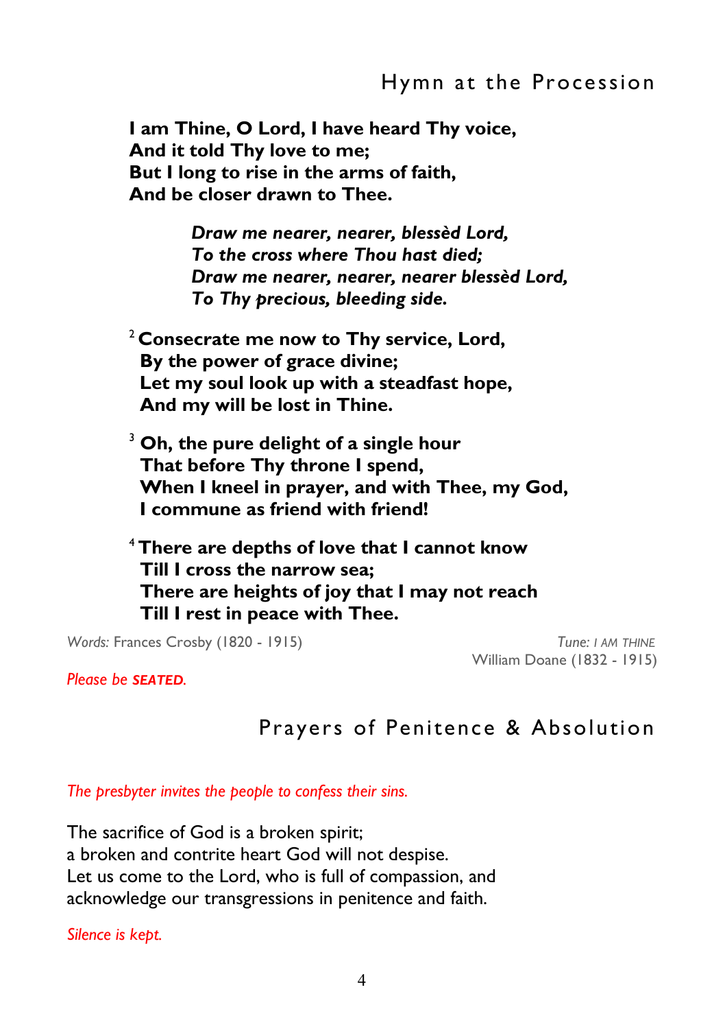## Hymn at the Procession

**I am Thine, O Lord, I have heard Thy voice,**
**And it told Thy love to me;**
**But I long to rise in the arms of faith,**
**And be closer drawn to Thee.**

> ***Draw me nearer, nearer, blessèd Lord,***
> ***To the cross where Thou hast died;***
> ***Draw me nearer, nearer, nearer blessèd Lord,***
> ***To Thy precious, bleeding side.***

2 **Consecrate me now to Thy service, Lord,**
**By the power of grace divine;**
**Let my soul look up with a steadfast hope,**
**And my will be lost in Thine.**

3 **Oh, the pure delight of a single hour**
**That before Thy throne I spend,**
**When I kneel in prayer, and with Thee, my God,**
**I commune as friend with friend!**

4 **There are depths of love that I cannot know**
**Till I cross the narrow sea;**
**There are heights of joy that I may not reach**
**Till I rest in peace with Thee.**

*Words:* Frances Crosby (1820 - 1915)

*Tune:* *I AM THINE*
William Doane (1832 - 1915)

*Please be **SEATED**.*

## Prayers of Penitence & Absolution

*The presbyter invites the people to confess their sins.*

The sacrifice of God is a broken spirit;
a broken and contrite heart God will not despise.
Let us come to the Lord, who is full of compassion, and acknowledge our transgressions in penitence and faith.

*Silence is kept.*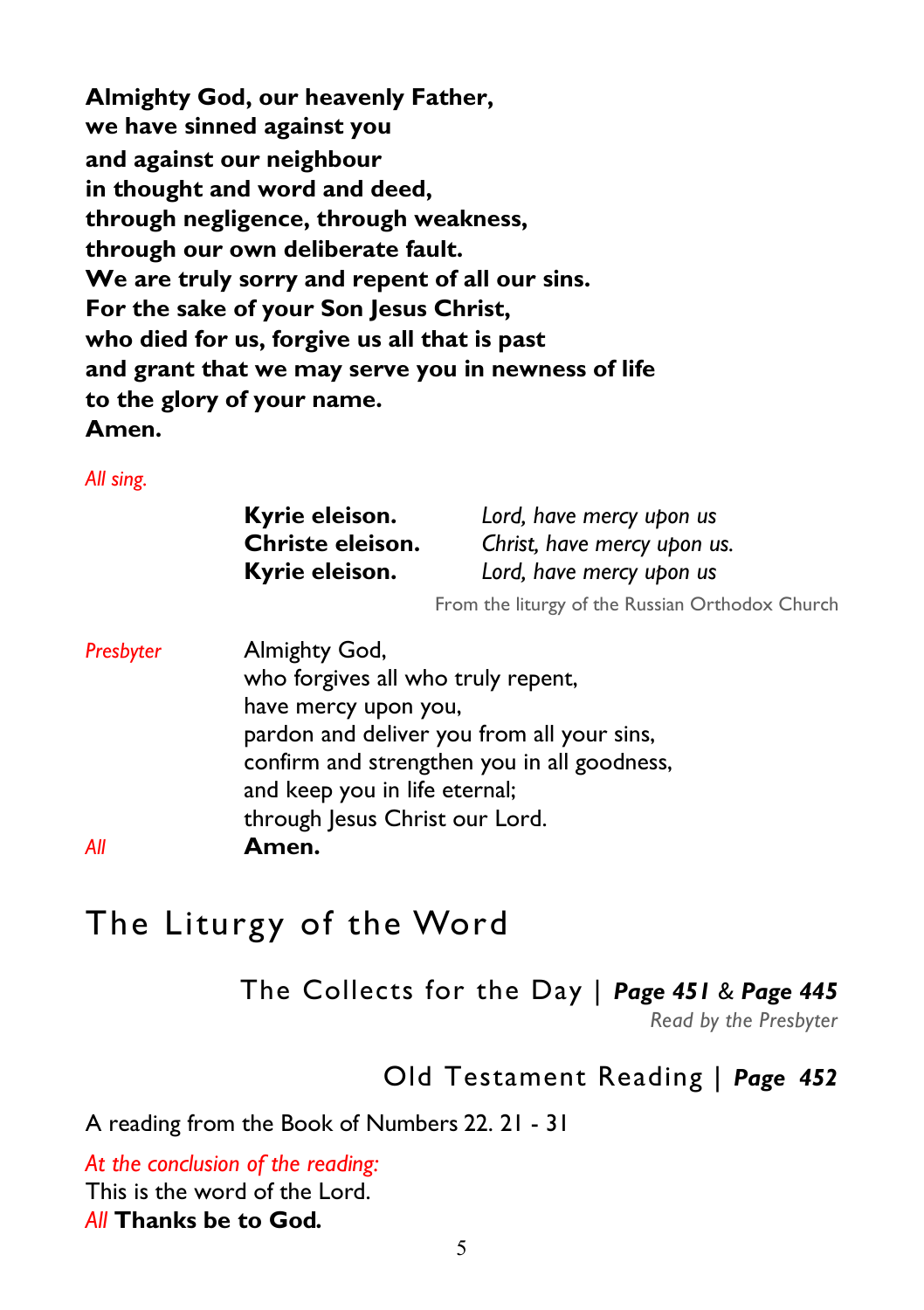**Almighty God, our heavenly Father,**
**we have sinned against you**
**and against our neighbour**
**in thought and word and deed,**
**through negligence, through weakness,**
**through our own deliberate fault.**
**We are truly sorry and repent of all our sins.**
**For the sake of your Son Jesus Christ,**
**who died for us, forgive us all that is past**
**and grant that we may serve you in newness of life**
**to the glory of your name.**
**Amen.**

*All sing.*

| | |
|---|---|
| **Kyrie eleison.** | *Lord, have mercy upon us* |
| **Christe eleison.** | *Christ, have mercy upon us.* |
| **Kyrie eleison.** | *Lord, have mercy upon us* |

From the liturgy of the Russian Orthodox Church

*Presbyter* Almighty God,
who forgives all who truly repent,
have mercy upon you,
pardon and deliver you from all your sins,
confirm and strengthen you in all goodness,
and keep you in life eternal;
through Jesus Christ our Lord.

*All* **Amen.**

# The Liturgy of the Word

## The Collects for the Day | *Page 451* & *Page 445*

*Read by the Presbyter*

## Old Testament Reading | *Page 452*

A reading from the Book of Numbers 22. 21 - 31

*At the conclusion of the reading:*
This is the word of the Lord.
*All* **Thanks be to God.**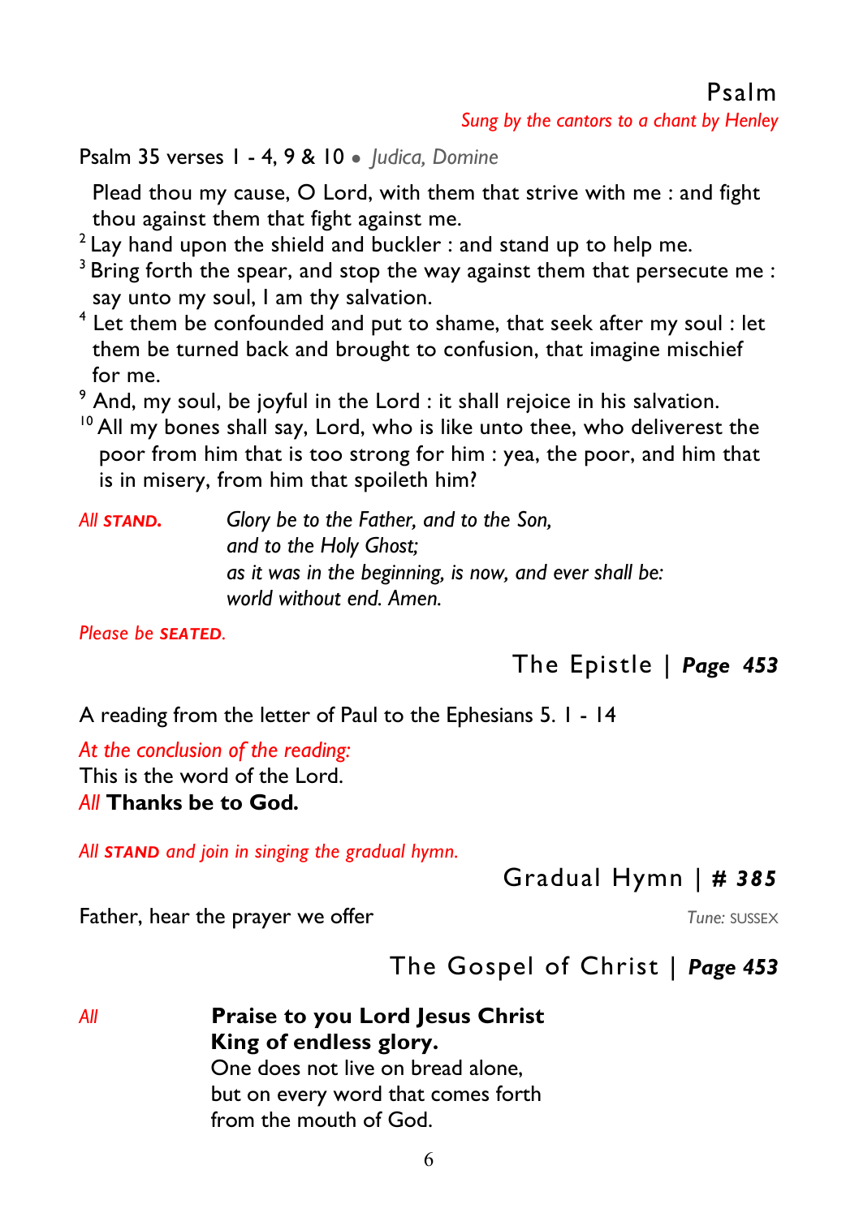## Psalm

*Sung by the cantors to a chant by Henley*

Psalm 35 verses 1 - 4, 9 & 10 • *Judica, Domine*

Plead thou my cause, O Lord, with them that strive with me : and fight thou against them that fight against me.
[2] Lay hand upon the shield and buckler : and stand up to help me.
[3] Bring forth the spear, and stop the way against them that persecute me : say unto my soul, I am thy salvation.
[4] Let them be confounded and put to shame, that seek after my soul : let them be turned back and brought to confusion, that imagine mischief for me.
[9] And, my soul, be joyful in the Lord : it shall rejoice in his salvation.
[10] All my bones shall say, Lord, who is like unto thee, who deliverest the poor from him that is too strong for him : yea, the poor, and him that is in misery, from him that spoileth him?

*All **STAND.*** *Glory be to the Father, and to the Son,*
*and to the Holy Ghost;*
*as it was in the beginning, is now, and ever shall be:*
*world without end. Amen.*

*Please be **SEATED**.*

## The Epistle | *Page 453*

A reading from the letter of Paul to the Ephesians 5. 1 - 14

*At the conclusion of the reading:*
This is the word of the Lord.
*All* **Thanks be to God.**

*All **STAND** and join in singing the gradual hymn.*

## Gradual Hymn | *# 385*

Father, hear the prayer we offer *Tune:* SUSSEX

## The Gospel of Christ | *Page 453*

*All* **Praise to you Lord Jesus Christ**
**King of endless glory.**
One does not live on bread alone,
but on every word that comes forth
from the mouth of God.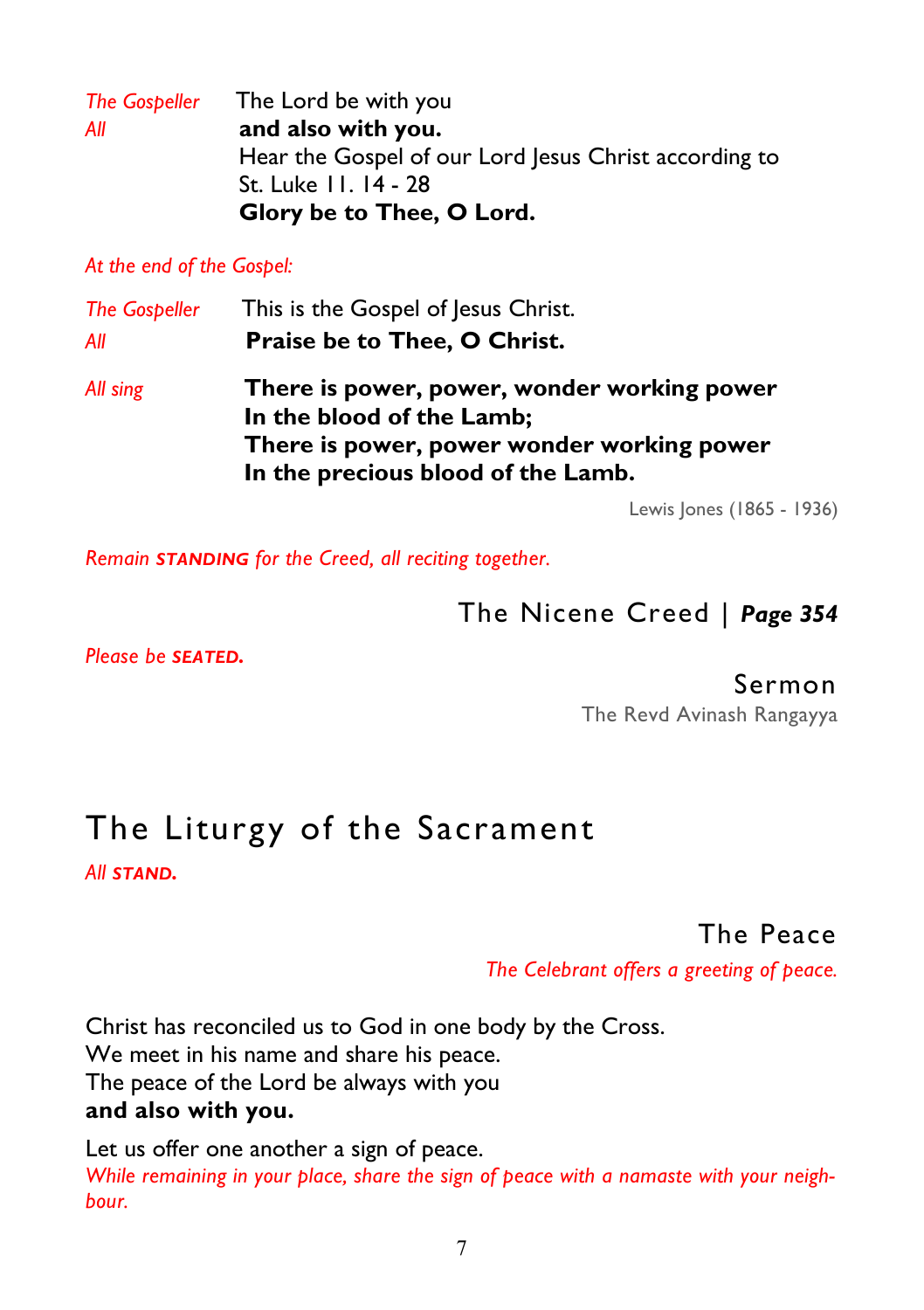*The Gospeller* The Lord be with you

*All* **and also with you.**

Hear the Gospel of our Lord Jesus Christ according to St. Luke 11. 14 - 28

**Glory be to Thee, O Lord.**

*At the end of the Gospel:*

*The Gospeller* This is the Gospel of Jesus Christ.

*All* **Praise be to Thee, O Christ.**

*All sing*

**There is power, power, wonder working power**
**In the blood of the Lamb;**
**There is power, power wonder working power**
**In the precious blood of the Lamb.**

Lewis Jones (1865 - 1936)

*Remain **STANDING** for the Creed, all reciting together.*

### The Nicene Creed | *Page 354*

*Please be **SEATED.***

### Sermon

The Revd Avinash Rangayya

## The Liturgy of the Sacrament

*All **STAND.***

### The Peace

*The Celebrant offers a greeting of peace.*

Christ has reconciled us to God in one body by the Cross.
We meet in his name and share his peace.
The peace of the Lord be always with you
**and also with you.**

Let us offer one another a sign of peace.
*While remaining in your place, share the sign of peace with a namaste with your neighbour.*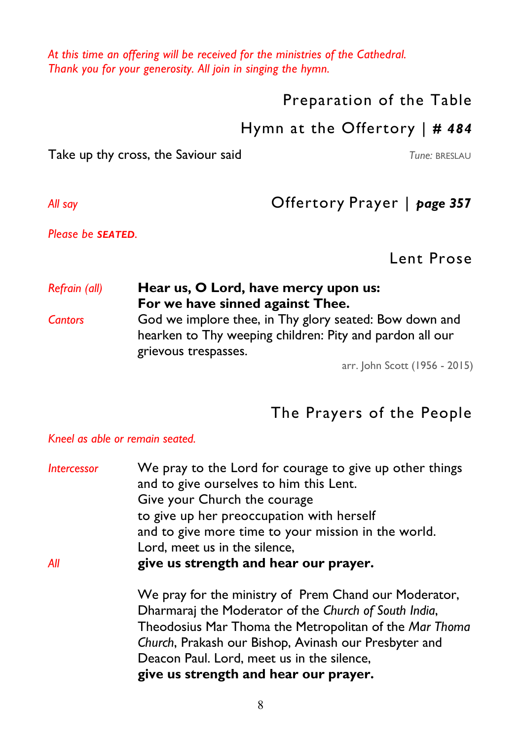*At this time an offering will be received for the ministries of the Cathedral. Thank you for your generosity. All join in singing the hymn.*

## Preparation of the Table

## Hymn at the Offertory | ***# 484***

Take up thy cross, the Saviour said — *Tune:* BRESLAU

## Offertory Prayer | ***page 357***

*All say*

*Please be* ***SEATED****.*

## Lent Prose

*Refrain (all)* **Hear us, O Lord, have mercy upon us:**
**For we have sinned against Thee.**

*Cantors* God we implore thee, in Thy glory seated: Bow down and hearken to Thy weeping children: Pity and pardon all our grievous trespasses.

arr. John Scott (1956 - 2015)

## The Prayers of the People

*Kneel as able or remain seated.*

*Intercessor* We pray to the Lord for courage to give up other things and to give ourselves to him this Lent.
Give your Church the courage
to give up her preoccupation with herself
and to give more time to your mission in the world.
Lord, meet us in the silence,

*All* **give us strength and hear our prayer.**

We pray for the ministry of Prem Chand our Moderator, Dharmaraj the Moderator of the *Church of South India*, Theodosius Mar Thoma the Metropolitan of the *Mar Thoma Church*, Prakash our Bishop, Avinash our Presbyter and Deacon Paul. Lord, meet us in the silence,
**give us strength and hear our prayer.**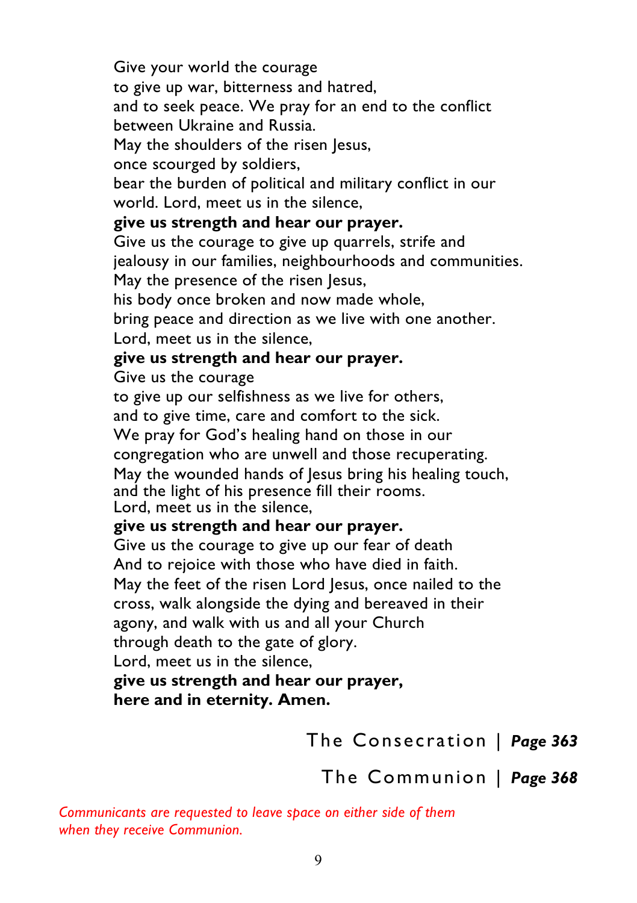Give your world the courage  
to give up war, bitterness and hatred,  
and to seek peace. We pray for an end to the conflict between Ukraine and Russia.  
May the shoulders of the risen Jesus,  
once scourged by soldiers,  
bear the burden of political and military conflict in our world. Lord, meet us in the silence,  
**give us strength and hear our prayer.**  
Give us the courage to give up quarrels, strife and jealousy in our families, neighbourhoods and communities.  
May the presence of the risen Jesus,  
his body once broken and now made whole,  
bring peace and direction as we live with one another.  
Lord, meet us in the silence,  
**give us strength and hear our prayer.**  
Give us the courage  
to give up our selfishness as we live for others,  
and to give time, care and comfort to the sick.  
We pray for God's healing hand on those in our congregation who are unwell and those recuperating.  
May the wounded hands of Jesus bring his healing touch, and the light of his presence fill their rooms.  
Lord, meet us in the silence,  
**give us strength and hear our prayer.**  
Give us the courage to give up our fear of death  
And to rejoice with those who have died in faith.  
May the feet of the risen Lord Jesus, once nailed to the cross, walk alongside the dying and bereaved in their agony, and walk with us and all your Church  
through death to the gate of glory.  
Lord, meet us in the silence,  
**give us strength and hear our prayer,**  
**here and in eternity. Amen.**

## The Consecration | *Page 363*

## The Communion | *Page 368*

*Communicants are requested to leave space on either side of them when they receive Communion.*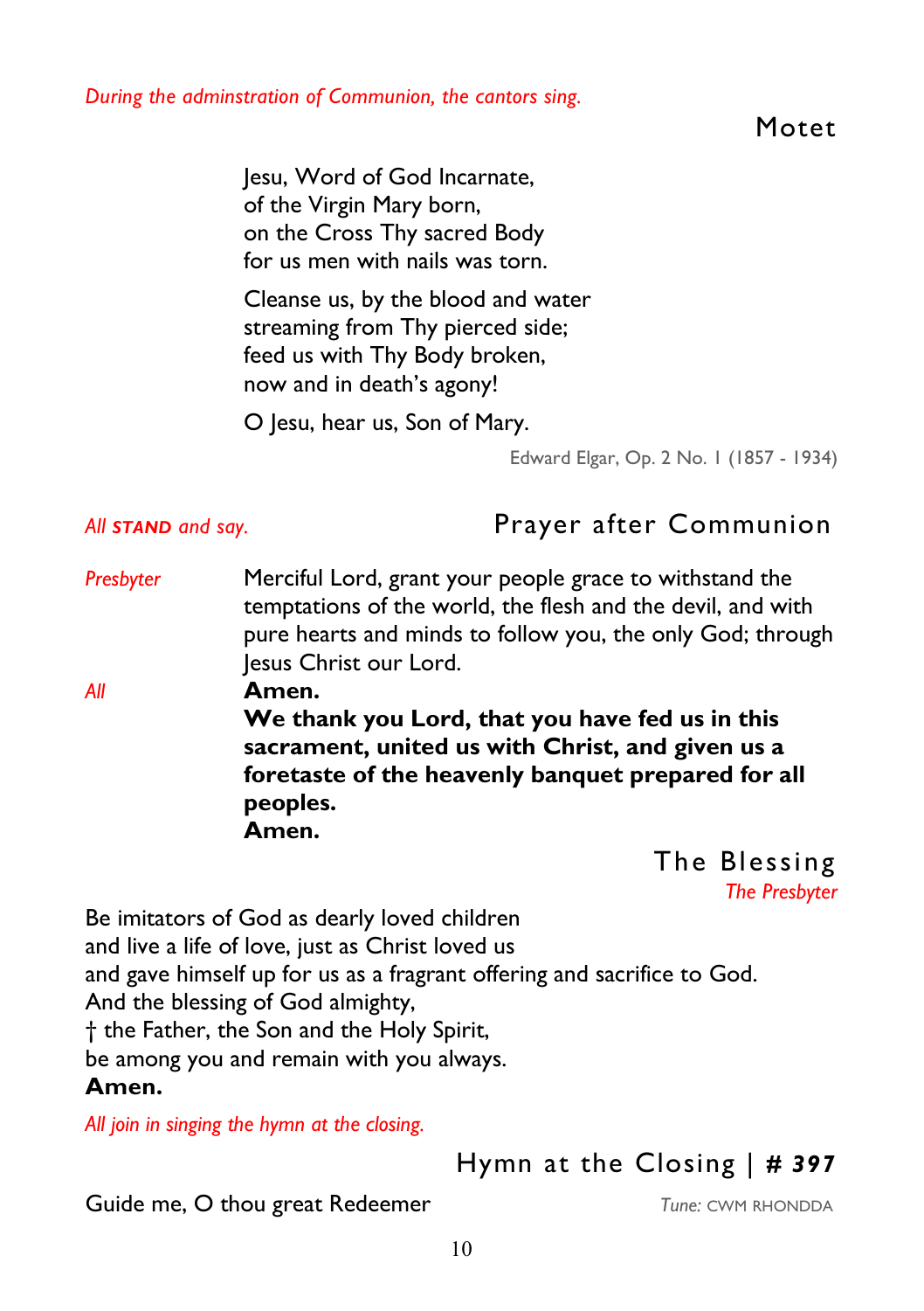*During the adminstration of Communion, the cantors sing.*

## Motet

Jesu, Word of God Incarnate,
of the Virgin Mary born,
on the Cross Thy sacred Body
for us men with nails was torn.

Cleanse us, by the blood and water
streaming from Thy pierced side;
feed us with Thy Body broken,
now and in death's agony!

O Jesu, hear us, Son of Mary.

Edward Elgar, Op. 2 No. 1 (1857 - 1934)

*All* ***STAND*** *and say.*

## Prayer after Communion

*Presbyter* Merciful Lord, grant your people grace to withstand the temptations of the world, the flesh and the devil, and with pure hearts and minds to follow you, the only God; through Jesus Christ our Lord.

*All* **Amen.**
**We thank you Lord, that you have fed us in this sacrament, united us with Christ, and given us a foretaste of the heavenly banquet prepared for all peoples.**
**Amen.**

## The Blessing

*The Presbyter*

Be imitators of God as dearly loved children
and live a life of love, just as Christ loved us
and gave himself up for us as a fragrant offering and sacrifice to God.
And the blessing of God almighty,
† the Father, the Son and the Holy Spirit,
be among you and remain with you always.
**Amen.**

*All join in singing the hymn at the closing.*

## Hymn at the Closing | *# 397*

Guide me, O thou great Redeemer *Tune:* CWM RHONDDA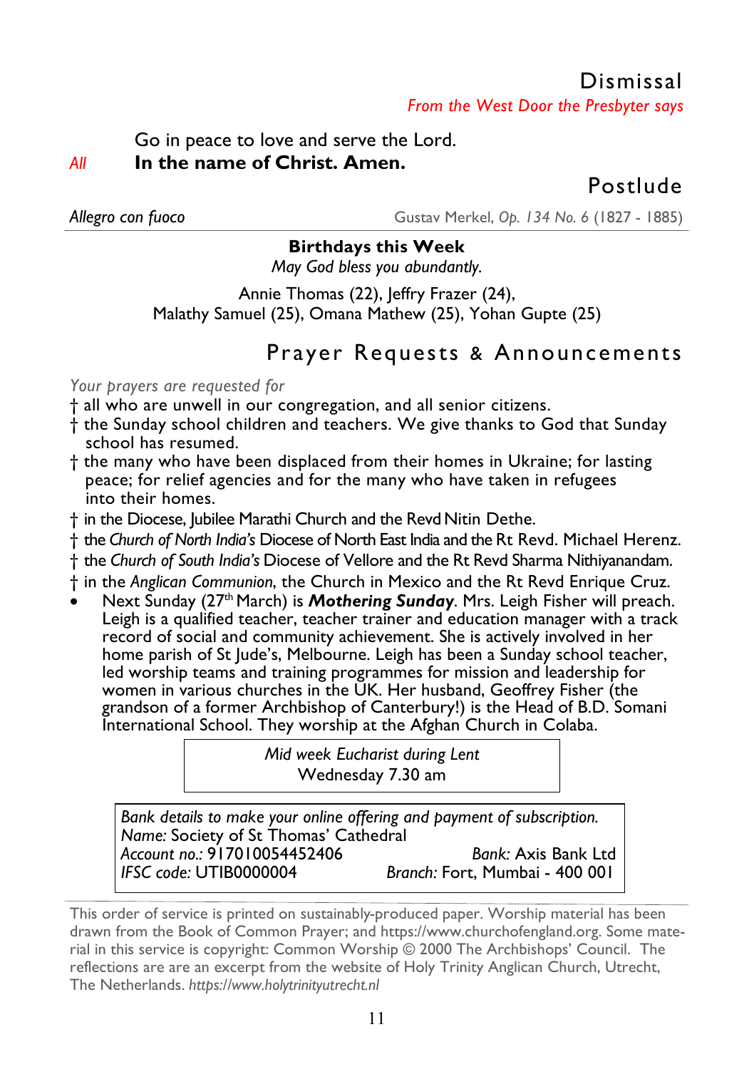## Dismissal

*From the West Door the Presbyter says*

Go in peace to love and serve the Lord.

*All* **In the name of Christ. Amen.**

## Postlude

*Allegro con fuoco* Gustav Merkel, *Op. 134 No. 6* (1827 - 1885)

**Birthdays this Week**

*May God bless you abundantly.*

Annie Thomas (22), Jeffry Frazer (24),
Malathy Samuel (25), Omana Mathew (25), Yohan Gupte (25)

## Prayer Requests & Announcements

*Your prayers are requested for*

† all who are unwell in our congregation, and all senior citizens.

† the Sunday school children and teachers. We give thanks to God that Sunday school has resumed.

† the many who have been displaced from their homes in Ukraine; for lasting peace; for relief agencies and for the many who have taken in refugees into their homes.

† in the Diocese, Jubilee Marathi Church and the Revd Nitin Dethe.

† the *Church of North India's* Diocese of North East India and the Rt Revd. Michael Herenz.

† the *Church of South India's* Diocese of Vellore and the Rt Revd Sharma Nithiyanandam.

† in the *Anglican Communion*, the Church in Mexico and the Rt Revd Enrique Cruz.

- Next Sunday (27th March) is ***Mothering Sunday***. Mrs. Leigh Fisher will preach. Leigh is a qualified teacher, teacher trainer and education manager with a track record of social and community achievement. She is actively involved in her home parish of St Jude's, Melbourne. Leigh has been a Sunday school teacher, led worship teams and training programmes for mission and leadership for women in various churches in the UK. Her husband, Geoffrey Fisher (the grandson of a former Archbishop of Canterbury!) is the Head of B.D. Somani International School. They worship at the Afghan Church in Colaba.

*Mid week Eucharist during Lent*
Wednesday 7.30 am

*Bank details to make your online offering and payment of subscription.*
*Name:* Society of St Thomas' Cathedral
*Account no.:* 917010054452406 *Bank:* Axis Bank Ltd
*IFSC code:* UTIB0000004 *Branch:* Fort, Mumbai - 400 001

This order of service is printed on sustainably-produced paper. Worship material has been drawn from the Book of Common Prayer; and https://www.churchofengland.org. Some material in this service is copyright: Common Worship © 2000 The Archbishops' Council. The reflections are are an excerpt from the website of Holy Trinity Anglican Church, Utrecht, The Netherlands. *https://www.holytrinityutrecht.nl*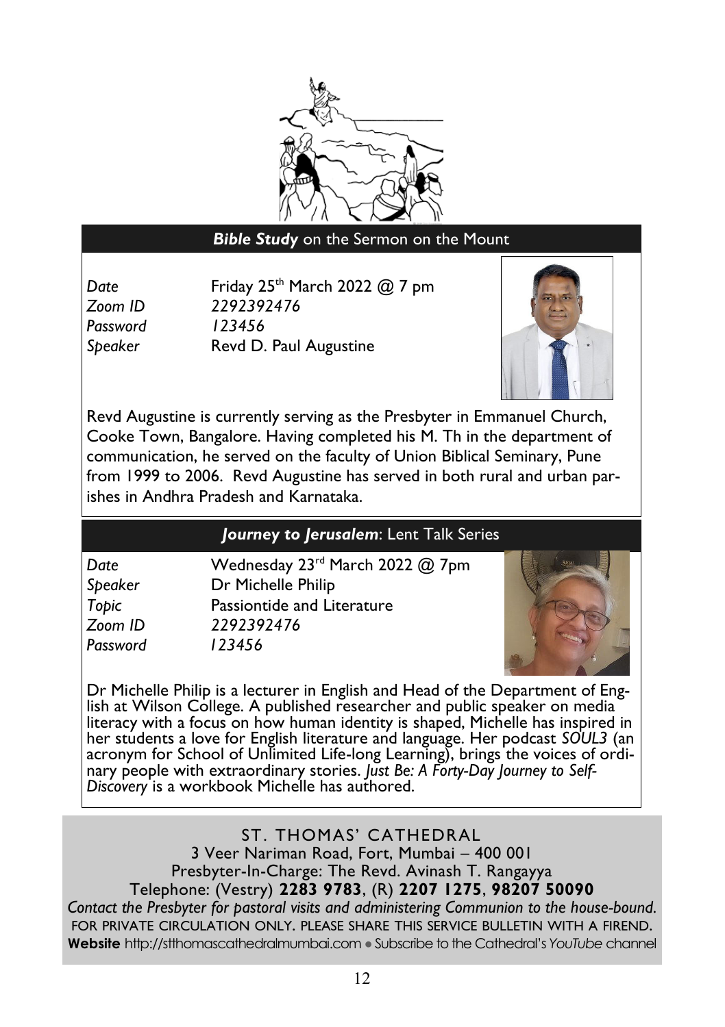## ***Bible Study*** on the Sermon on the Mount

| | |
|---|---|
| *Date* | Friday 25th March 2022 @ 7 pm |
| *Zoom ID* | *2292392476* |
| *Password* | *123456* |
| *Speaker* | Revd D. Paul Augustine |

Revd Augustine is currently serving as the Presbyter in Emmanuel Church, Cooke Town, Bangalore. Having completed his M. Th in the department of communication, he served on the faculty of Union Biblical Seminary, Pune from 1999 to 2006. Revd Augustine has served in both rural and urban parishes in Andhra Pradesh and Karnataka.

## ***Journey to Jerusalem***: Lent Talk Series

| | |
|---|---|
| *Date* | Wednesday 23rd March 2022 @ 7pm |
| *Speaker* | Dr Michelle Philip |
| *Topic* | Passiontide and Literature |
| *Zoom ID* | *2292392476* |
| *Password* | *123456* |

Dr Michelle Philip is a lecturer in English and Head of the Department of English at Wilson College. A published researcher and public speaker on media literacy with a focus on how human identity is shaped, Michelle has inspired in her students a love for English literature and language. Her podcast *SOUL3* (an acronym for School of Unlimited Life-long Learning), brings the voices of ordinary people with extraordinary stories. *Just Be: A Forty-Day Journey to Self-Discovery* is a workbook Michelle has authored.

ST. THOMAS' CATHEDRAL
3 Veer Nariman Road, Fort, Mumbai – 400 001
Presbyter-In-Charge: The Revd. Avinash T. Rangayya
Telephone: (Vestry) **2283 9783**, (R) **2207 1275**, **98207 50090**
*Contact the Presbyter for pastoral visits and administering Communion to the house-bound.*
FOR PRIVATE CIRCULATION ONLY. PLEASE SHARE THIS SERVICE BULLETIN WITH A FIREND.
**Website** http://stthomascathedralmumbai.com • Subscribe to the Cathedral's *YouTube* channel